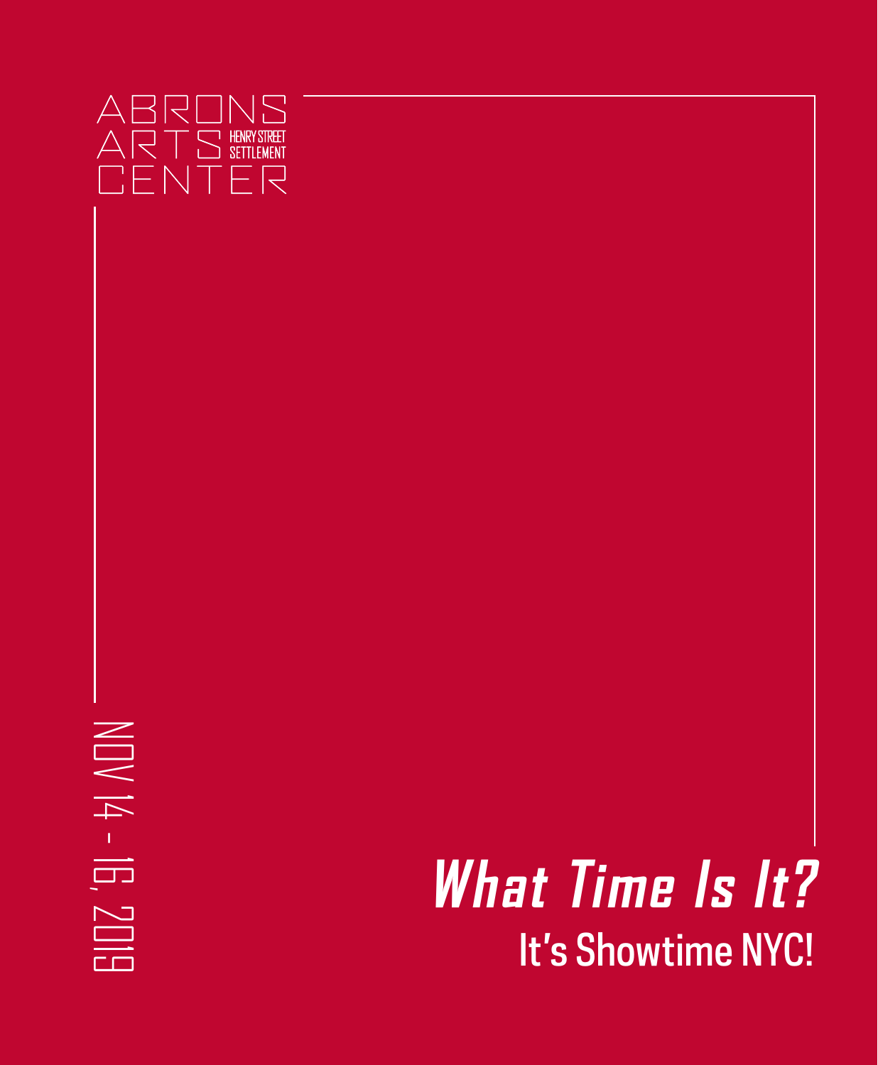ABRONS ARTS CENTER

HENRY STREET SETTLEMENT

NOV 14 - 16, 2019

# *What Time Is It?*

## It's Showtime NYC!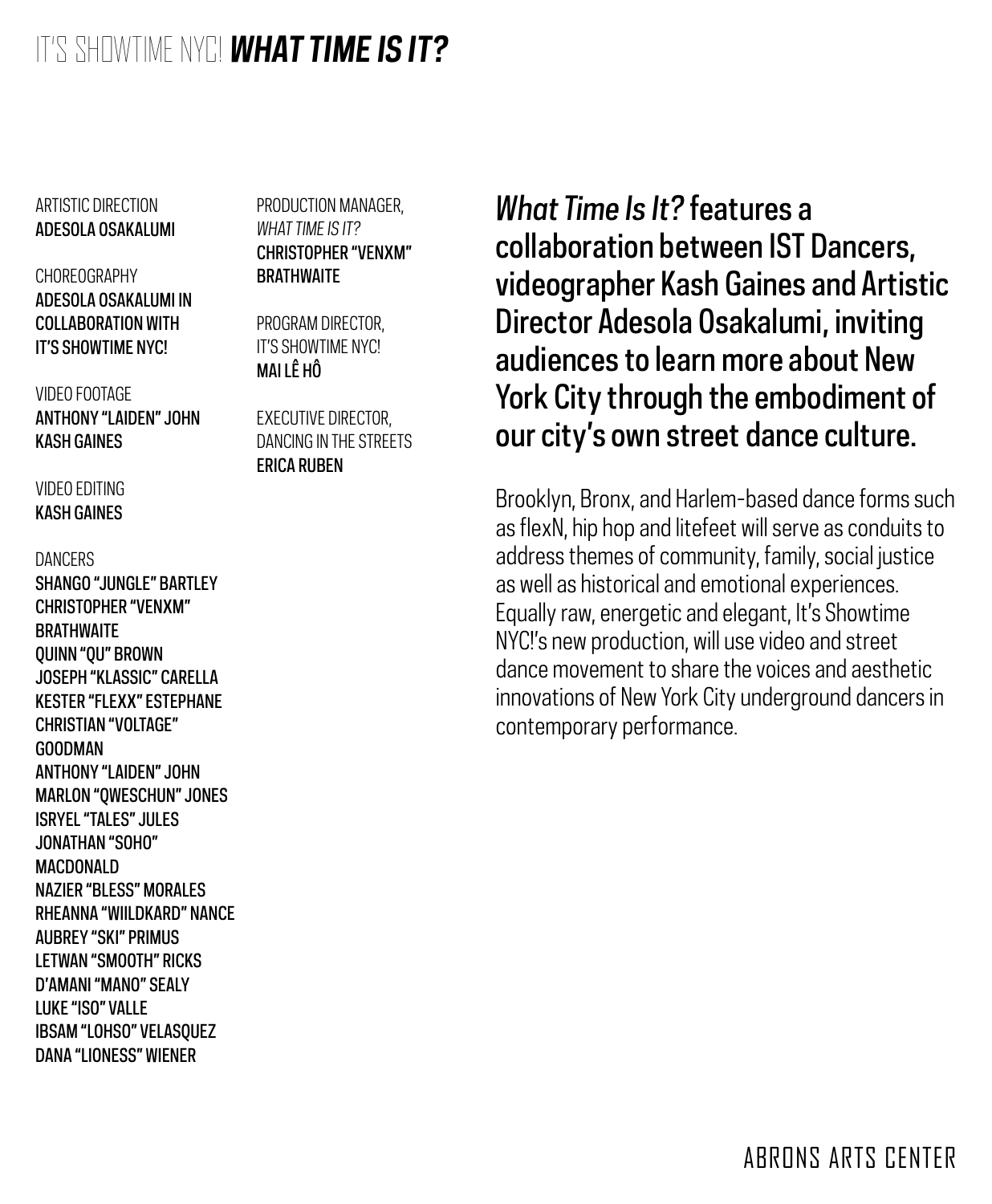# IT'S SHOWTIME NYC! ***WHAT TIME IS IT?***

ARTISTIC DIRECTION
**ADESOLA OSAKALUMI**

CHOREOGRAPHY
**ADESOLA OSAKALUMI IN COLLABORATION WITH IT'S SHOWTIME NYC!**

VIDEO FOOTAGE
**ANTHONY "LAIDEN" JOHN**
**KASH GAINES**

VIDEO EDITING
**KASH GAINES**

DANCERS
**SHANGO "JUNGLE" BARTLEY**
**CHRISTOPHER "VENXM" BRATHWAITE**
**QUINN "QU" BROWN**
**JOSEPH "KLASSIC" CARELLA**
**KESTER "FLEXX" ESTEPHANE**
**CHRISTIAN "VOLTAGE" GOODMAN**
**ANTHONY "LAIDEN" JOHN**
**MARLON "QWESCHUN" JONES**
**ISRYEL "TALES" JULES**
**JONATHAN "SOHO" MACDONALD**
**NAZIER "BLESS" MORALES**
**RHEANNA "WIILDKARD" NANCE**
**AUBREY "SKI" PRIMUS**
**LETWAN "SMOOTH" RICKS**
**D'AMANI "MANO" SEALY**
**LUKE "ISO" VALLE**
**IBSAM "LOHSO" VELASQUEZ**
**DANA "LIONESS" WIENER**

PRODUCTION MANAGER, *WHAT TIME IS IT?*
**CHRISTOPHER "VENXM" BRATHWAITE**

PROGRAM DIRECTOR, IT'S SHOWTIME NYC!
**MAI LÊ HÔ**

EXECUTIVE DIRECTOR, DANCING IN THE STREETS
**ERICA RUBEN**

*What Time Is It?* features a collaboration between IST Dancers, videographer Kash Gaines and Artistic Director Adesola Osakalumi, inviting audiences to learn more about New York City through the embodiment of our city's own street dance culture.

Brooklyn, Bronx, and Harlem-based dance forms such as flexN, hip hop and litefeet will serve as conduits to address themes of community, family, social justice as well as historical and emotional experiences. Equally raw, energetic and elegant, It's Showtime NYC!'s new production, will use video and street dance movement to share the voices and aesthetic innovations of New York City underground dancers in contemporary performance.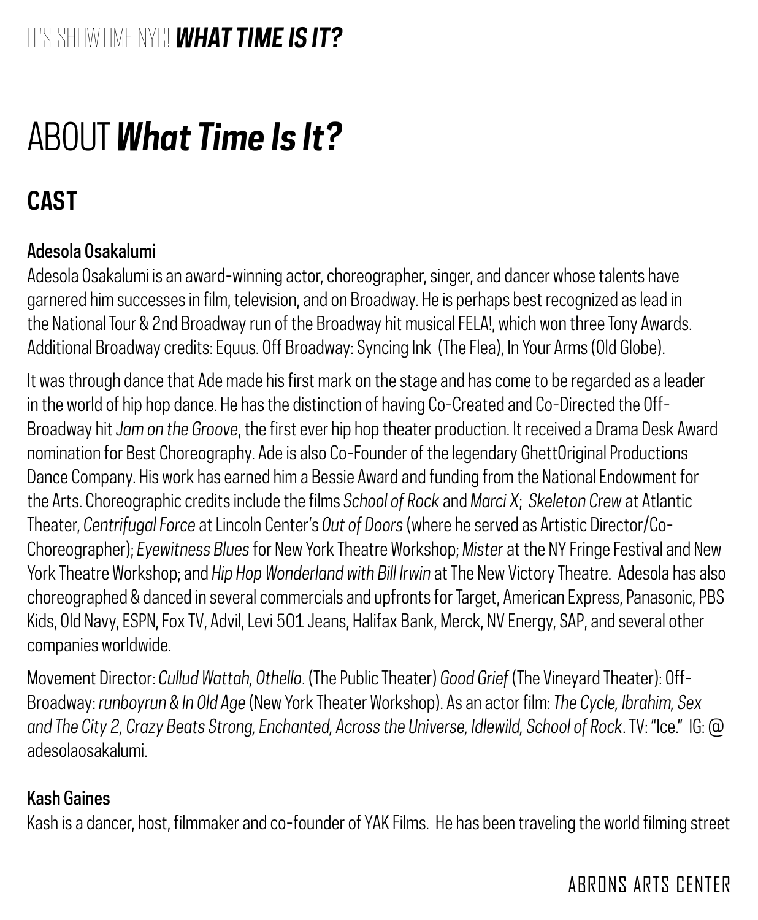# ABOUT ***What Time Is It?***

## CAST

### Adesola Osakalumi

Adesola Osakalumi is an award-winning actor, choreographer, singer, and dancer whose talents have garnered him successes in film, television, and on Broadway. He is perhaps best recognized as lead in the National Tour & 2nd Broadway run of the Broadway hit musical FELA!, which won three Tony Awards. Additional Broadway credits: Equus. Off Broadway: Syncing Ink  (The Flea), In Your Arms (Old Globe).

It was through dance that Ade made his first mark on the stage and has come to be regarded as a leader in the world of hip hop dance. He has the distinction of having Co-Created and Co-Directed the Off-Broadway hit *Jam on the Groove*, the first ever hip hop theater production. It received a Drama Desk Award nomination for Best Choreography. Ade is also Co-Founder of the legendary GhettOriginal Productions Dance Company. His work has earned him a Bessie Award and funding from the National Endowment for the Arts. Choreographic credits include the films *School of Rock* and *Marci X*;  *Skeleton Crew* at Atlantic Theater, *Centrifugal Force* at Lincoln Center's *Out of Doors* (where he served as Artistic Director/Co-Choreographer); *Eyewitness Blues* for New York Theatre Workshop; *Mister* at the NY Fringe Festival and New York Theatre Workshop; and *Hip Hop Wonderland with Bill Irwin* at The New Victory Theatre.  Adesola has also choreographed & danced in several commercials and upfronts for Target, American Express, Panasonic, PBS Kids, Old Navy, ESPN, Fox TV, Advil, Levi 501 Jeans, Halifax Bank, Merck, NV Energy, SAP, and several other companies worldwide.

Movement Director: *Cullud Wattah, Othello*. (The Public Theater) *Good Grief* (The Vineyard Theater): Off-Broadway: *runboyrun & In Old Age* (New York Theater Workshop). As an actor film: *The Cycle, Ibrahim, Sex and The City 2, Crazy Beats Strong, Enchanted, Across the Universe, Idlewild, School of Rock*. TV: "Ice."  IG: @ adesolaosakalumi.

### Kash Gaines

Kash is a dancer, host, filmmaker and co-founder of YAK Films.  He has been traveling the world filming street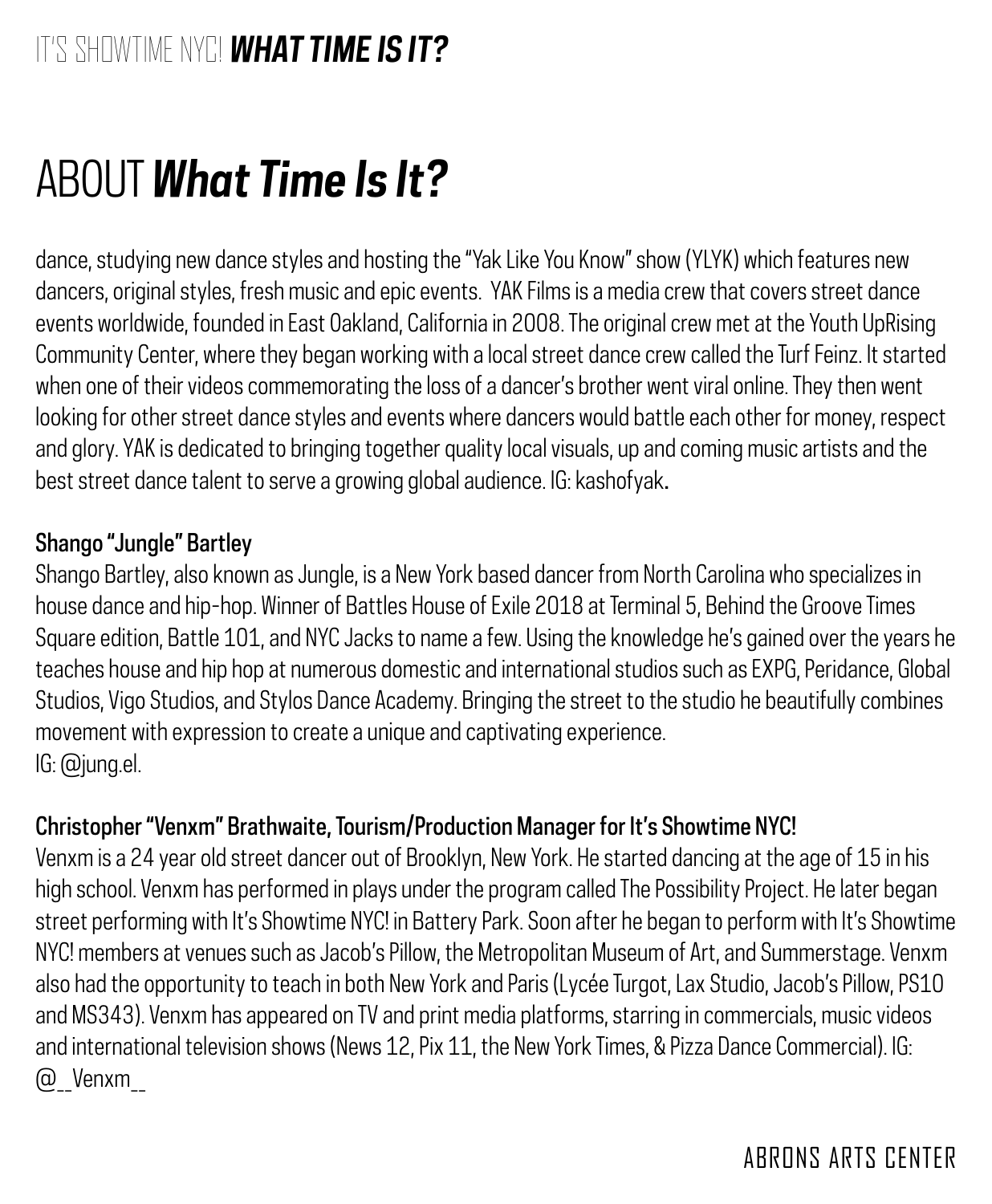# ABOUT ***What Time Is It?***

dance, studying new dance styles and hosting the "Yak Like You Know" show (YLYK) which features new dancers, original styles, fresh music and epic events. YAK Films is a media crew that covers street dance events worldwide, founded in East Oakland, California in 2008. The original crew met at the Youth UpRising Community Center, where they began working with a local street dance crew called the Turf Feinz. It started when one of their videos commemorating the loss of a dancer's brother went viral online. They then went looking for other street dance styles and events where dancers would battle each other for money, respect and glory. YAK is dedicated to bringing together quality local visuals, up and coming music artists and the best street dance talent to serve a growing global audience. IG: kashofyak**.**

**Shango "Jungle" Bartley**

Shango Bartley, also known as Jungle, is a New York based dancer from North Carolina who specializes in house dance and hip-hop. Winner of Battles House of Exile 2018 at Terminal 5, Behind the Groove Times Square edition, Battle 101, and NYC Jacks to name a few. Using the knowledge he's gained over the years he teaches house and hip hop at numerous domestic and international studios such as EXPG, Peridance, Global Studios, Vigo Studios, and Stylos Dance Academy. Bringing the street to the studio he beautifully combines movement with expression to create a unique and captivating experience.
IG: @jung.el.

**Christopher "Venxm" Brathwaite, Tourism/Production Manager for It's Showtime NYC!**

Venxm is a 24 year old street dancer out of Brooklyn, New York. He started dancing at the age of 15 in his high school. Venxm has performed in plays under the program called The Possibility Project. He later began street performing with It's Showtime NYC! in Battery Park. Soon after he began to perform with It's Showtime NYC! members at venues such as Jacob's Pillow, the Metropolitan Museum of Art, and Summerstage. Venxm also had the opportunity to teach in both New York and Paris (Lycée Turgot, Lax Studio, Jacob's Pillow, PS10 and MS343). Venxm has appeared on TV and print media platforms, starring in commercials, music videos and international television shows (News 12, Pix 11, the New York Times, & Pizza Dance Commercial). IG: @__Venxm__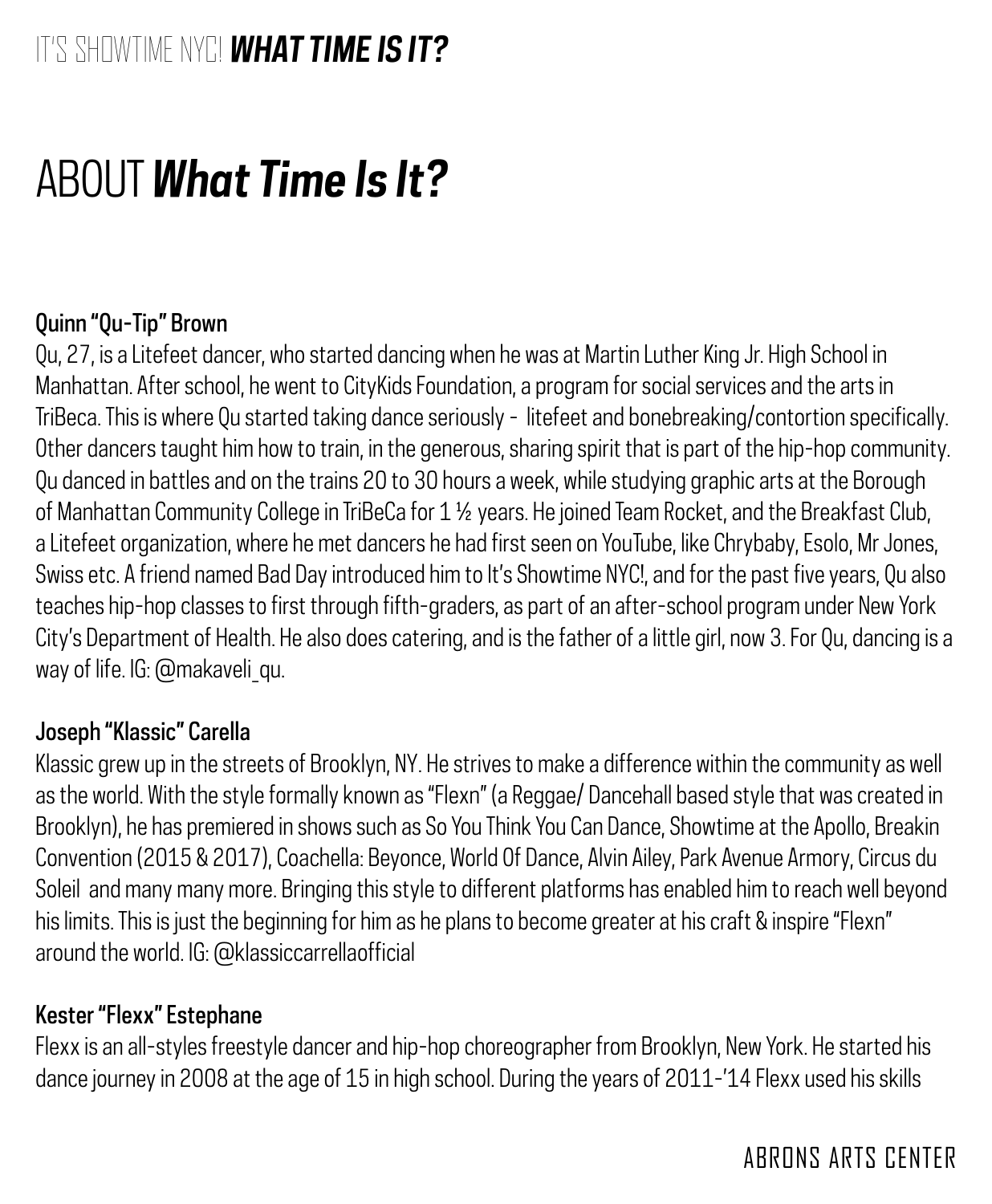# ABOUT ***What Time Is It?***

**Quinn "Qu-Tip" Brown**

Qu, 27, is a Litefeet dancer, who started dancing when he was at Martin Luther King Jr. High School in Manhattan. After school, he went to CityKids Foundation, a program for social services and the arts in TriBeca. This is where Qu started taking dance seriously - litefeet and bonebreaking/contortion specifically. Other dancers taught him how to train, in the generous, sharing spirit that is part of the hip-hop community. Qu danced in battles and on the trains 20 to 30 hours a week, while studying graphic arts at the Borough of Manhattan Community College in TriBeCa for 1 ½ years. He joined Team Rocket, and the Breakfast Club, a Litefeet organization, where he met dancers he had first seen on YouTube, like Chrybaby, Esolo, Mr Jones, Swiss etc. A friend named Bad Day introduced him to It's Showtime NYC!, and for the past five years, Qu also teaches hip-hop classes to first through fifth-graders, as part of an after-school program under New York City's Department of Health. He also does catering, and is the father of a little girl, now 3. For Qu, dancing is a way of life. IG: @makaveli_qu.

**Joseph "Klassic" Carella**

Klassic grew up in the streets of Brooklyn, NY. He strives to make a difference within the community as well as the world. With the style formally known as "Flexn" (a Reggae/ Dancehall based style that was created in Brooklyn), he has premiered in shows such as So You Think You Can Dance, Showtime at the Apollo, Breakin Convention (2015 & 2017), Coachella: Beyonce, World Of Dance, Alvin Ailey, Park Avenue Armory, Circus du Soleil and many many more. Bringing this style to different platforms has enabled him to reach well beyond his limits. This is just the beginning for him as he plans to become greater at his craft & inspire "Flexn" around the world. IG: @klassiccarrellaofficial

**Kester "Flexx" Estephane**

Flexx is an all-styles freestyle dancer and hip-hop choreographer from Brooklyn, New York. He started his dance journey in 2008 at the age of 15 in high school. During the years of 2011-'14 Flexx used his skills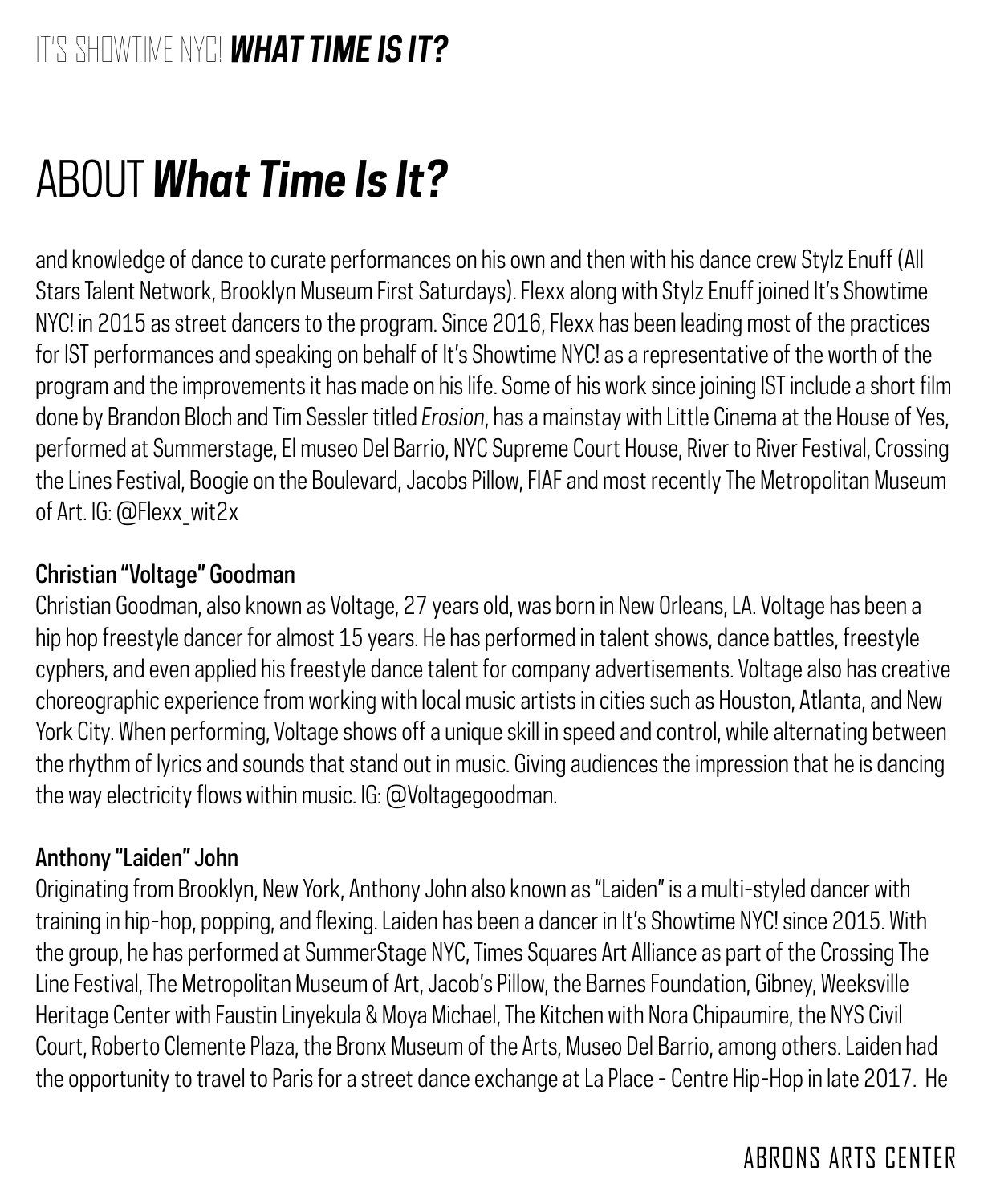# ABOUT ***What Time Is It?***

and knowledge of dance to curate performances on his own and then with his dance crew Stylz Enuff (All Stars Talent Network, Brooklyn Museum First Saturdays). Flexx along with Stylz Enuff joined It's Showtime NYC! in 2015 as street dancers to the program. Since 2016, Flexx has been leading most of the practices for IST performances and speaking on behalf of It's Showtime NYC! as a representative of the worth of the program and the improvements it has made on his life. Some of his work since joining IST include a short film done by Brandon Bloch and Tim Sessler titled *Erosion*, has a mainstay with Little Cinema at the House of Yes, performed at Summerstage, El museo Del Barrio, NYC Supreme Court House, River to River Festival, Crossing the Lines Festival, Boogie on the Boulevard, Jacobs Pillow, FIAF and most recently The Metropolitan Museum of Art. IG: @Flexx_wit2x

**Christian "Voltage" Goodman**

Christian Goodman, also known as Voltage, 27 years old, was born in New Orleans, LA. Voltage has been a hip hop freestyle dancer for almost 15 years. He has performed in talent shows, dance battles, freestyle cyphers, and even applied his freestyle dance talent for company advertisements. Voltage also has creative choreographic experience from working with local music artists in cities such as Houston, Atlanta, and New York City. When performing, Voltage shows off a unique skill in speed and control, while alternating between the rhythm of lyrics and sounds that stand out in music. Giving audiences the impression that he is dancing the way electricity flows within music. IG: @Voltagegoodman.

**Anthony "Laiden" John**

Originating from Brooklyn, New York, Anthony John also known as "Laiden" is a multi-styled dancer with training in hip-hop, popping, and flexing. Laiden has been a dancer in It's Showtime NYC! since 2015. With the group, he has performed at SummerStage NYC, Times Squares Art Alliance as part of the Crossing The Line Festival, The Metropolitan Museum of Art, Jacob's Pillow, the Barnes Foundation, Gibney, Weeksville Heritage Center with Faustin Linyekula & Moya Michael, The Kitchen with Nora Chipaumire, the NYS Civil Court, Roberto Clemente Plaza, the Bronx Museum of the Arts, Museo Del Barrio, among others. Laiden had the opportunity to travel to Paris for a street dance exchange at La Place - Centre Hip-Hop in late 2017. He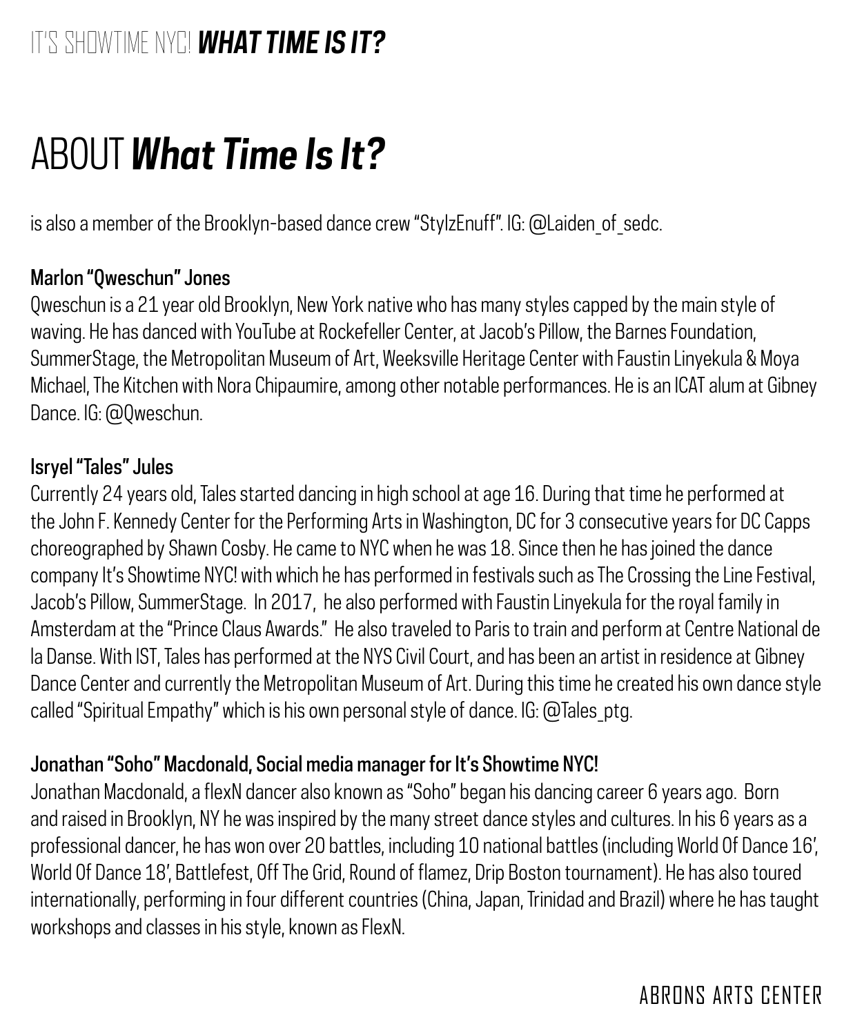# ABOUT ***What Time Is It?***

is also a member of the Brooklyn-based dance crew "StylzEnuff". IG: @Laiden_of_sedc.

**Marlon "Qweschun" Jones**

Qweschun is a 21 year old Brooklyn, New York native who has many styles capped by the main style of waving. He has danced with YouTube at Rockefeller Center, at Jacob's Pillow, the Barnes Foundation, SummerStage, the Metropolitan Museum of Art, Weeksville Heritage Center with Faustin Linyekula & Moya Michael, The Kitchen with Nora Chipaumire, among other notable performances. He is an ICAT alum at Gibney Dance. IG: @Qweschun.

**Isryel "Tales" Jules**

Currently 24 years old, Tales started dancing in high school at age 16. During that time he performed at the John F. Kennedy Center for the Performing Arts in Washington, DC for 3 consecutive years for DC Capps choreographed by Shawn Cosby. He came to NYC when he was 18. Since then he has joined the dance company It's Showtime NYC! with which he has performed in festivals such as The Crossing the Line Festival, Jacob's Pillow, SummerStage. In 2017, he also performed with Faustin Linyekula for the royal family in Amsterdam at the "Prince Claus Awards." He also traveled to Paris to train and perform at Centre National de la Danse. With IST, Tales has performed at the NYS Civil Court, and has been an artist in residence at Gibney Dance Center and currently the Metropolitan Museum of Art. During this time he created his own dance style called "Spiritual Empathy" which is his own personal style of dance. IG: @Tales_ptg.

**Jonathan "Soho" Macdonald, Social media manager for It's Showtime NYC!**

Jonathan Macdonald, a flexN dancer also known as "Soho" began his dancing career 6 years ago. Born and raised in Brooklyn, NY he was inspired by the many street dance styles and cultures. In his 6 years as a professional dancer, he has won over 20 battles, including 10 national battles (including World Of Dance 16', World Of Dance 18', Battlefest, Off The Grid, Round of flamez, Drip Boston tournament). He has also toured internationally, performing in four different countries (China, Japan, Trinidad and Brazil) where he has taught workshops and classes in his style, known as FlexN.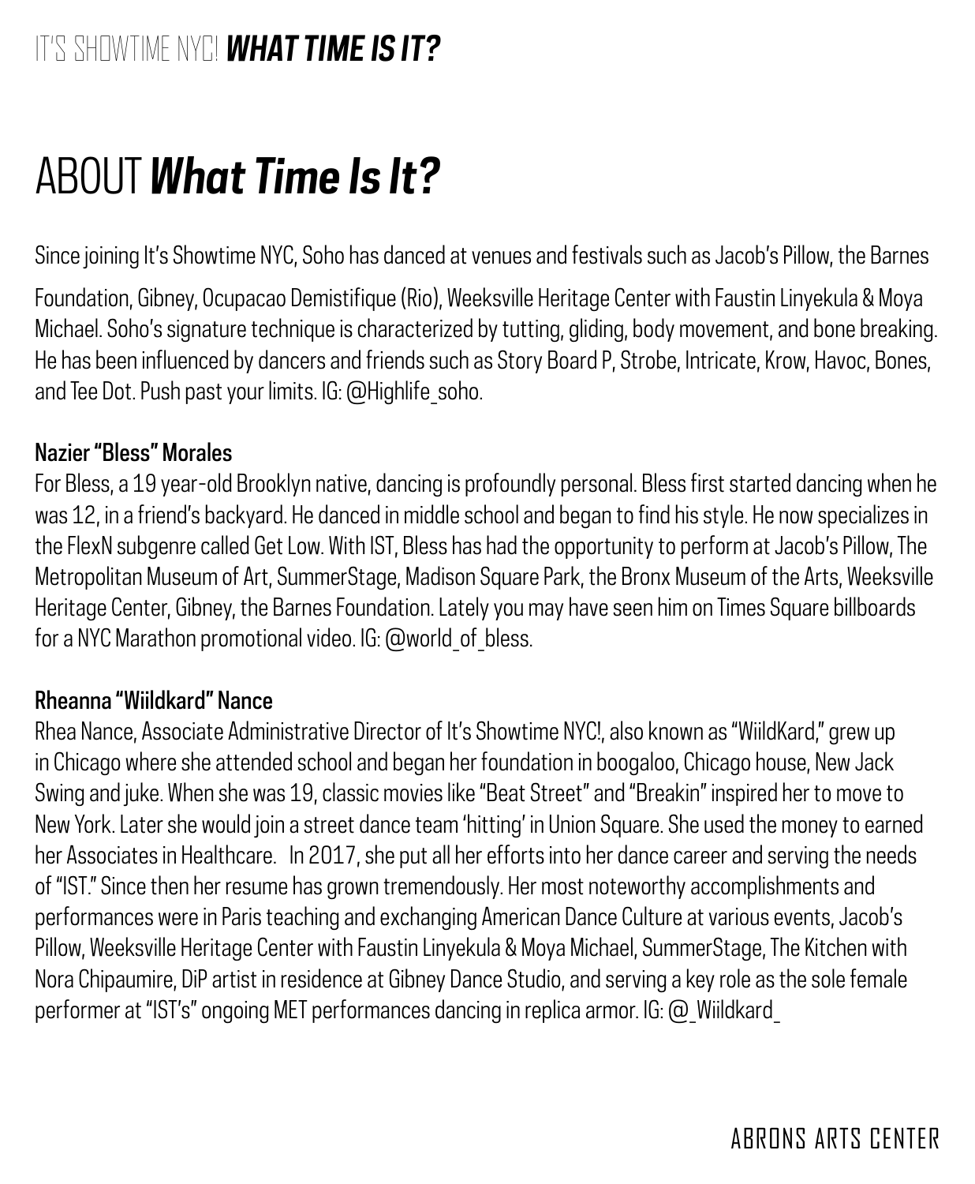# ABOUT ***What Time Is It?***

Since joining It's Showtime NYC, Soho has danced at venues and festivals such as Jacob's Pillow, the Barnes Foundation, Gibney, Ocupacao Demistifique (Rio), Weeksville Heritage Center with Faustin Linyekula & Moya Michael. Soho's signature technique is characterized by tutting, gliding, body movement, and bone breaking. He has been influenced by dancers and friends such as Story Board P, Strobe, Intricate, Krow, Havoc, Bones, and Tee Dot. Push past your limits. IG: @Highlife_soho.

**Nazier "Bless" Morales**
For Bless, a 19 year-old Brooklyn native, dancing is profoundly personal. Bless first started dancing when he was 12, in a friend's backyard. He danced in middle school and began to find his style. He now specializes in the FlexN subgenre called Get Low. With IST, Bless has had the opportunity to perform at Jacob's Pillow, The Metropolitan Museum of Art, SummerStage, Madison Square Park, the Bronx Museum of the Arts, Weeksville Heritage Center, Gibney, the Barnes Foundation. Lately you may have seen him on Times Square billboards for a NYC Marathon promotional video. IG: @world_of_bless.

**Rheanna "Wiildkard" Nance**
Rhea Nance, Associate Administrative Director of It's Showtime NYC!, also known as "WiildKard," grew up in Chicago where she attended school and began her foundation in boogaloo, Chicago house, New Jack Swing and juke. When she was 19, classic movies like "Beat Street" and "Breakin" inspired her to move to New York. Later she would join a street dance team 'hitting' in Union Square. She used the money to earned her Associates in Healthcare. In 2017, she put all her efforts into her dance career and serving the needs of "IST." Since then her resume has grown tremendously. Her most noteworthy accomplishments and performances were in Paris teaching and exchanging American Dance Culture at various events, Jacob's Pillow, Weeksville Heritage Center with Faustin Linyekula & Moya Michael, SummerStage, The Kitchen with Nora Chipaumire, DiP artist in residence at Gibney Dance Studio, and serving a key role as the sole female performer at "IST's" ongoing MET performances dancing in replica armor. IG: @_Wiildkard_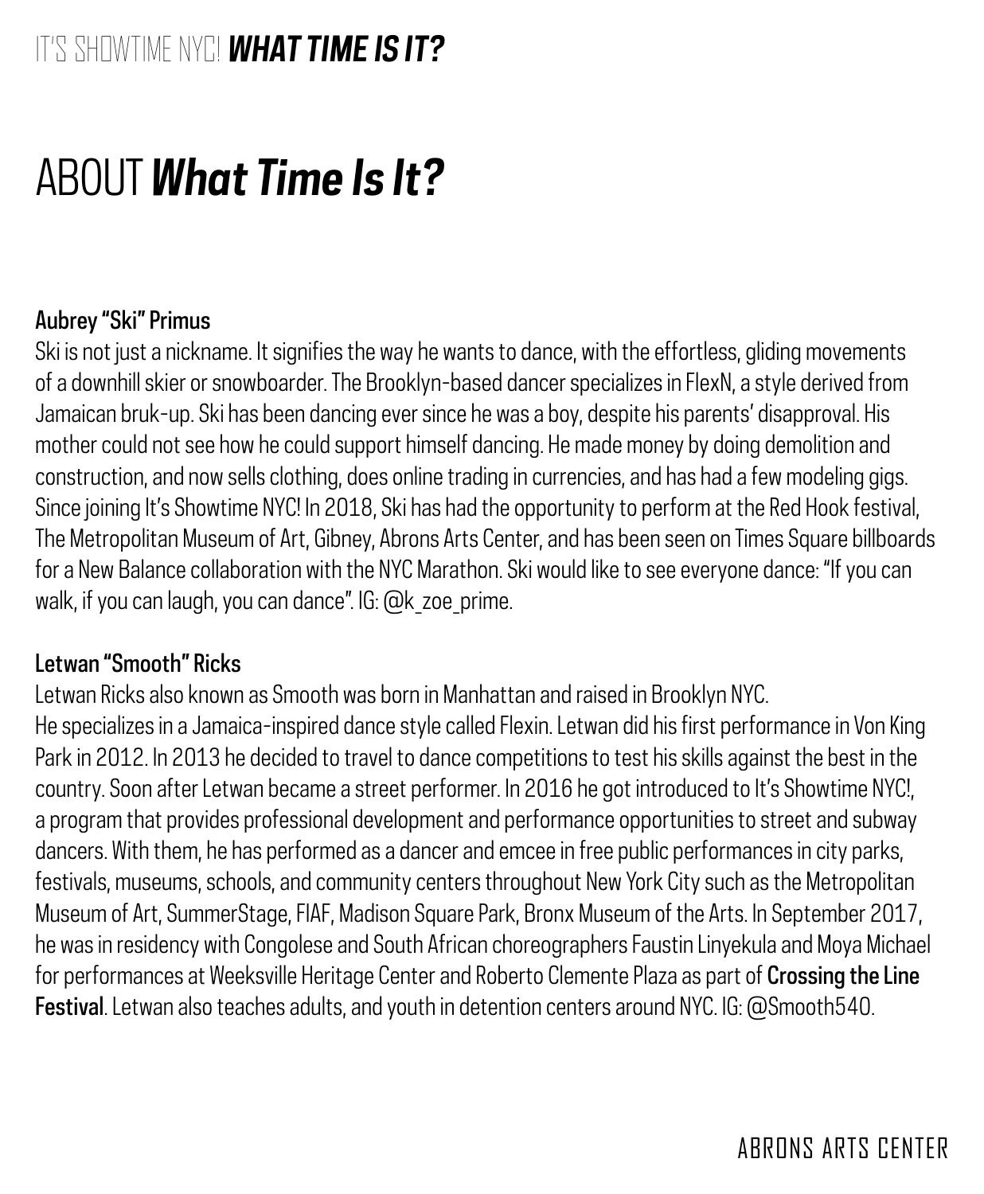# ABOUT ***What Time Is It?***

**Aubrey "Ski" Primus**

Ski is not just a nickname. It signifies the way he wants to dance, with the effortless, gliding movements of a downhill skier or snowboarder. The Brooklyn-based dancer specializes in FlexN, a style derived from Jamaican bruk-up. Ski has been dancing ever since he was a boy, despite his parents' disapproval. His mother could not see how he could support himself dancing. He made money by doing demolition and construction, and now sells clothing, does online trading in currencies, and has had a few modeling gigs. Since joining It's Showtime NYC! In 2018, Ski has had the opportunity to perform at the Red Hook festival, The Metropolitan Museum of Art, Gibney, Abrons Arts Center, and has been seen on Times Square billboards for a New Balance collaboration with the NYC Marathon. Ski would like to see everyone dance: "If you can walk, if you can laugh, you can dance". IG: @k_zoe_prime.

**Letwan "Smooth" Ricks**

Letwan Ricks also known as Smooth was born in Manhattan and raised in Brooklyn NYC.
He specializes in a Jamaica-inspired dance style called Flexin. Letwan did his first performance in Von King Park in 2012. In 2013 he decided to travel to dance competitions to test his skills against the best in the country. Soon after Letwan became a street performer. In 2016 he got introduced to It's Showtime NYC!, a program that provides professional development and performance opportunities to street and subway dancers. With them, he has performed as a dancer and emcee in free public performances in city parks, festivals, museums, schools, and community centers throughout New York City such as the Metropolitan Museum of Art, SummerStage, FIAF, Madison Square Park, Bronx Museum of the Arts. In September 2017, he was in residency with Congolese and South African choreographers Faustin Linyekula and Moya Michael for performances at Weeksville Heritage Center and Roberto Clemente Plaza as part of **Crossing the Line Festival**. Letwan also teaches adults, and youth in detention centers around NYC. IG: @Smooth540.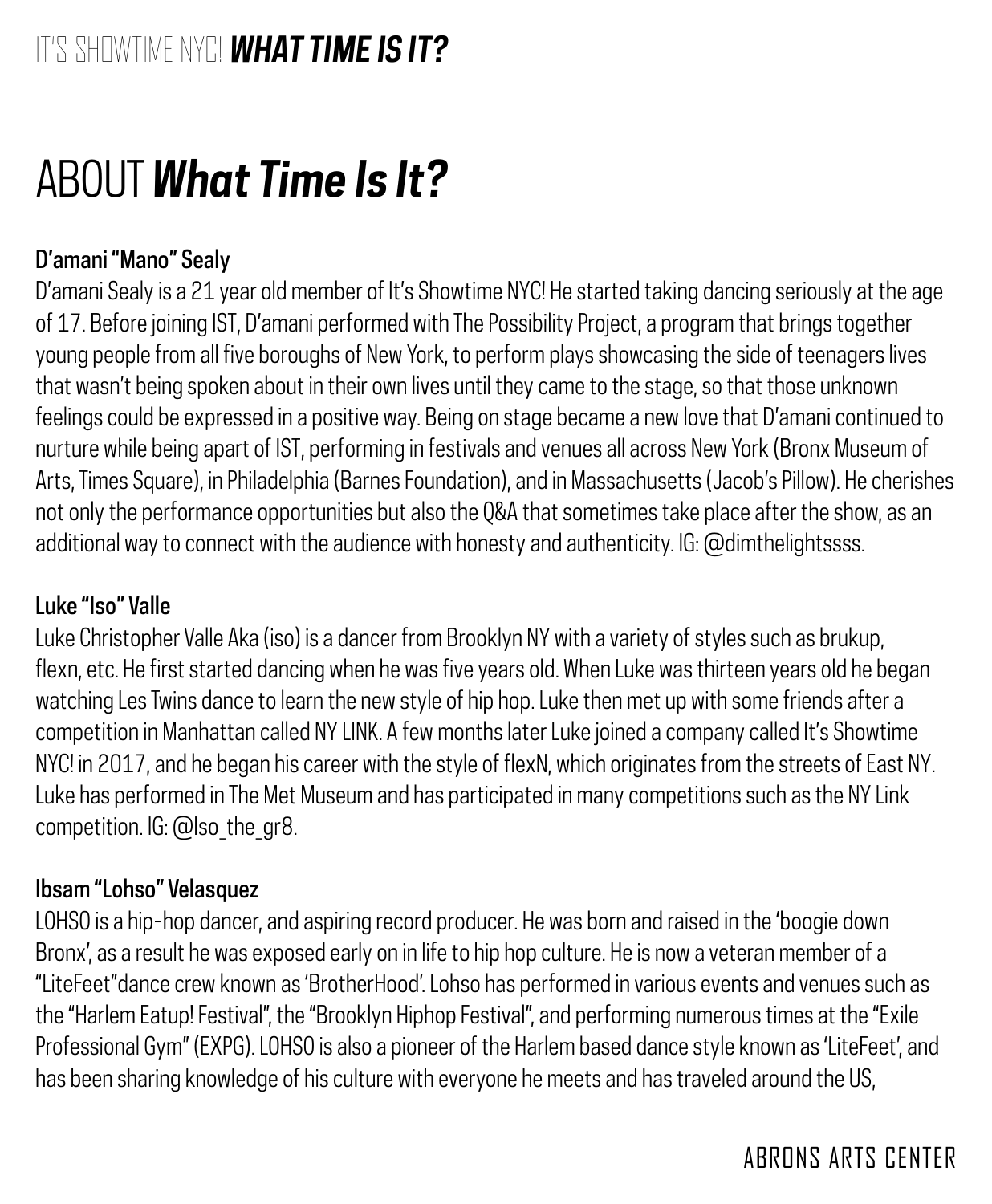# ABOUT ***What Time Is It?***

### D'amani "Mano" Sealy

D'amani Sealy is a 21 year old member of It's Showtime NYC! He started taking dancing seriously at the age of 17. Before joining IST, D'amani performed with The Possibility Project, a program that brings together young people from all five boroughs of New York, to perform plays showcasing the side of teenagers lives that wasn't being spoken about in their own lives until they came to the stage, so that those unknown feelings could be expressed in a positive way. Being on stage became a new love that D'amani continued to nurture while being apart of IST, performing in festivals and venues all across New York (Bronx Museum of Arts, Times Square), in Philadelphia (Barnes Foundation), and in Massachusetts (Jacob's Pillow). He cherishes not only the performance opportunities but also the Q&A that sometimes take place after the show, as an additional way to connect with the audience with honesty and authenticity. IG: @dimthelightssss.

### Luke "Iso" Valle

Luke Christopher Valle Aka (iso) is a dancer from Brooklyn NY with a variety of styles such as brukup, flexn, etc. He first started dancing when he was five years old. When Luke was thirteen years old he began watching Les Twins dance to learn the new style of hip hop. Luke then met up with some friends after a competition in Manhattan called NY LINK. A few months later Luke joined a company called It's Showtime NYC! in 2017, and he began his career with the style of flexN, which originates from the streets of East NY. Luke has performed in The Met Museum and has participated in many competitions such as the NY Link competition. IG: @Iso_the_gr8.

### Ibsam "Lohso" Velasquez

LOHSO is a hip-hop dancer, and aspiring record producer. He was born and raised in the 'boogie down Bronx', as a result he was exposed early on in life to hip hop culture. He is now a veteran member of a "LiteFeet"dance crew known as 'BrotherHood'. Lohso has performed in various events and venues such as the "Harlem Eatup! Festival", the "Brooklyn Hiphop Festival", and performing numerous times at the "Exile Professional Gym" (EXPG). LOHSO is also a pioneer of the Harlem based dance style known as 'LiteFeet', and has been sharing knowledge of his culture with everyone he meets and has traveled around the US,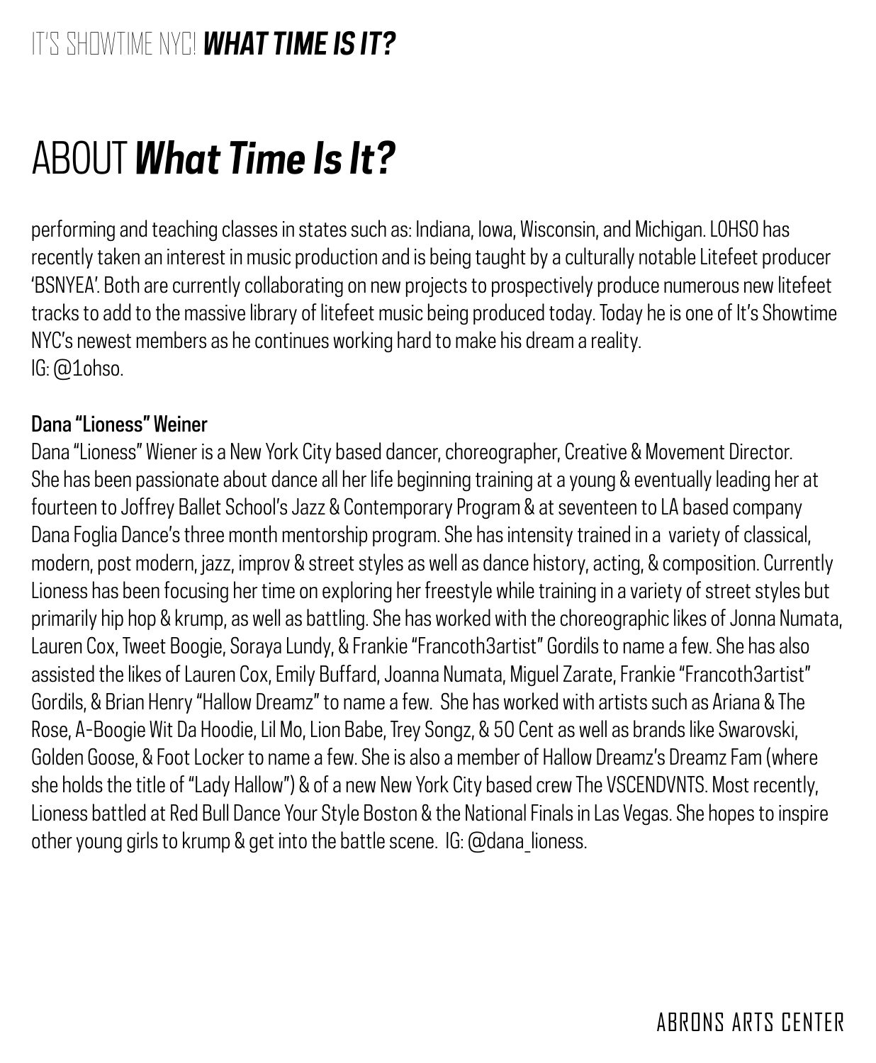# ABOUT ***What Time Is It?***

performing and teaching classes in states such as: Indiana, Iowa, Wisconsin, and Michigan. LOHSO has recently taken an interest in music production and is being taught by a culturally notable Litefeet producer 'BSNYEA'. Both are currently collaborating on new projects to prospectively produce numerous new litefeet tracks to add to the massive library of litefeet music being produced today. Today he is one of It's Showtime NYC's newest members as he continues working hard to make his dream a reality.
IG: @1ohso.

**Dana "Lioness" Weiner**
Dana "Lioness" Wiener is a New York City based dancer, choreographer, Creative & Movement Director. She has been passionate about dance all her life beginning training at a young & eventually leading her at fourteen to Joffrey Ballet School's Jazz & Contemporary Program & at seventeen to LA based company Dana Foglia Dance's three month mentorship program. She has intensity trained in a variety of classical, modern, post modern, jazz, improv & street styles as well as dance history, acting, & composition. Currently Lioness has been focusing her time on exploring her freestyle while training in a variety of street styles but primarily hip hop & krump, as well as battling. She has worked with the choreographic likes of Jonna Numata, Lauren Cox, Tweet Boogie, Soraya Lundy, & Frankie "Francoth3artist" Gordils to name a few. She has also assisted the likes of Lauren Cox, Emily Buffard, Joanna Numata, Miguel Zarate, Frankie "Francoth3artist" Gordils, & Brian Henry "Hallow Dreamz" to name a few. She has worked with artists such as Ariana & The Rose, A-Boogie Wit Da Hoodie, Lil Mo, Lion Babe, Trey Songz, & 50 Cent as well as brands like Swarovski, Golden Goose, & Foot Locker to name a few. She is also a member of Hallow Dreamz's Dreamz Fam (where she holds the title of "Lady Hallow") & of a new New York City based crew The VSCENDVNTS. Most recently, Lioness battled at Red Bull Dance Your Style Boston & the National Finals in Las Vegas. She hopes to inspire other young girls to krump & get into the battle scene. IG: @dana_lioness.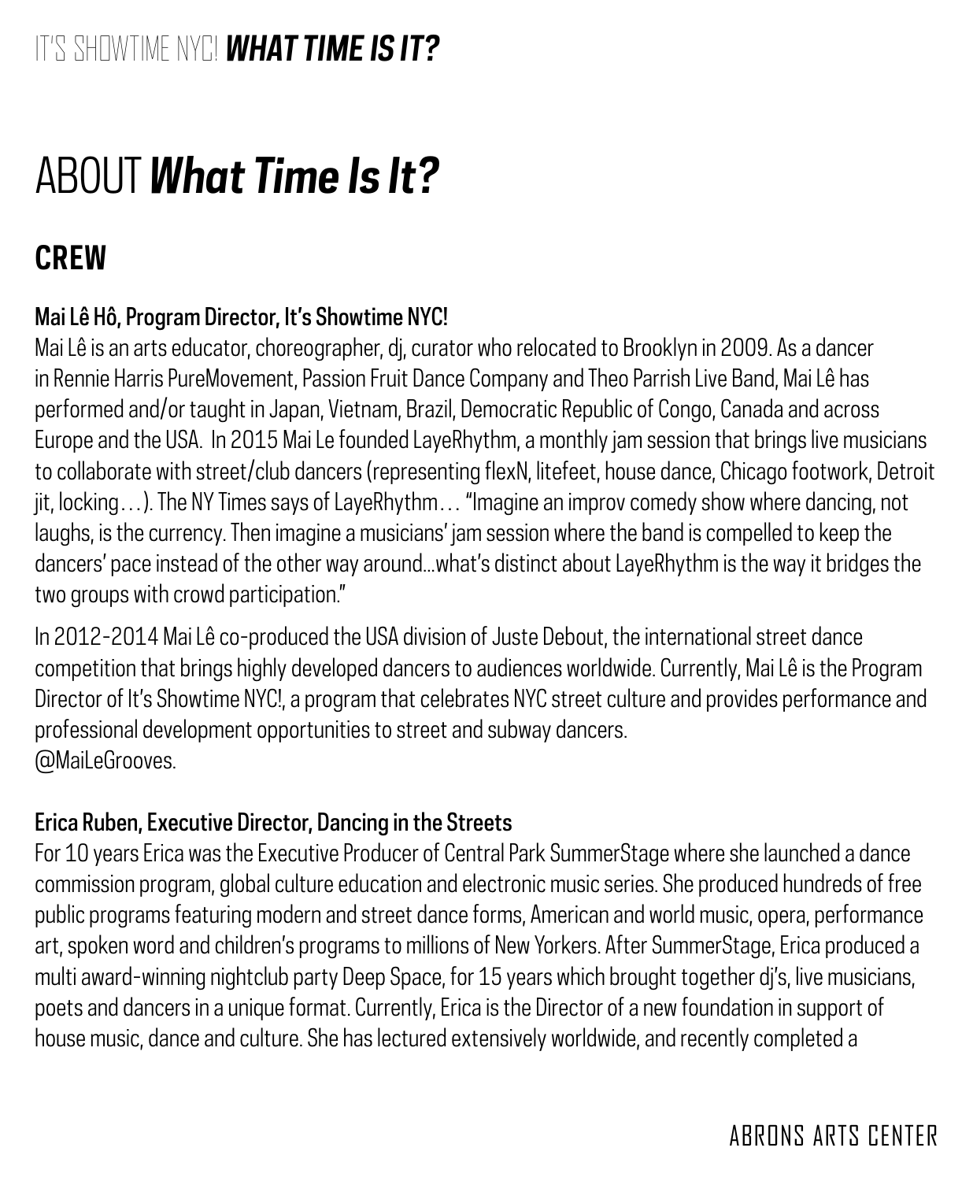# ABOUT ***What Time Is It?***

## CREW

**Mai Lê Hô, Program Director, It's Showtime NYC!**

Mai Lê is an arts educator, choreographer, dj, curator who relocated to Brooklyn in 2009. As a dancer in Rennie Harris PureMovement, Passion Fruit Dance Company and Theo Parrish Live Band, Mai Lê has performed and/or taught in Japan, Vietnam, Brazil, Democratic Republic of Congo, Canada and across Europe and the USA. In 2015 Mai Le founded LayeRhythm, a monthly jam session that brings live musicians to collaborate with street/club dancers (representing flexN, litefeet, house dance, Chicago footwork, Detroit jit, locking…). The NY Times says of LayeRhythm… "Imagine an improv comedy show where dancing, not laughs, is the currency. Then imagine a musicians' jam session where the band is compelled to keep the dancers' pace instead of the other way around...what's distinct about LayeRhythm is the way it bridges the two groups with crowd participation."

In 2012-2014 Mai Lê co-produced the USA division of Juste Debout, the international street dance competition that brings highly developed dancers to audiences worldwide. Currently, Mai Lê is the Program Director of It's Showtime NYC!, a program that celebrates NYC street culture and provides performance and professional development opportunities to street and subway dancers.
@MaiLeGrooves.

**Erica Ruben, Executive Director, Dancing in the Streets**

For 10 years Erica was the Executive Producer of Central Park SummerStage where she launched a dance commission program, global culture education and electronic music series. She produced hundreds of free public programs featuring modern and street dance forms, American and world music, opera, performance art, spoken word and children's programs to millions of New Yorkers. After SummerStage, Erica produced a multi award-winning nightclub party Deep Space, for 15 years which brought together dj's, live musicians, poets and dancers in a unique format. Currently, Erica is the Director of a new foundation in support of house music, dance and culture. She has lectured extensively worldwide, and recently completed a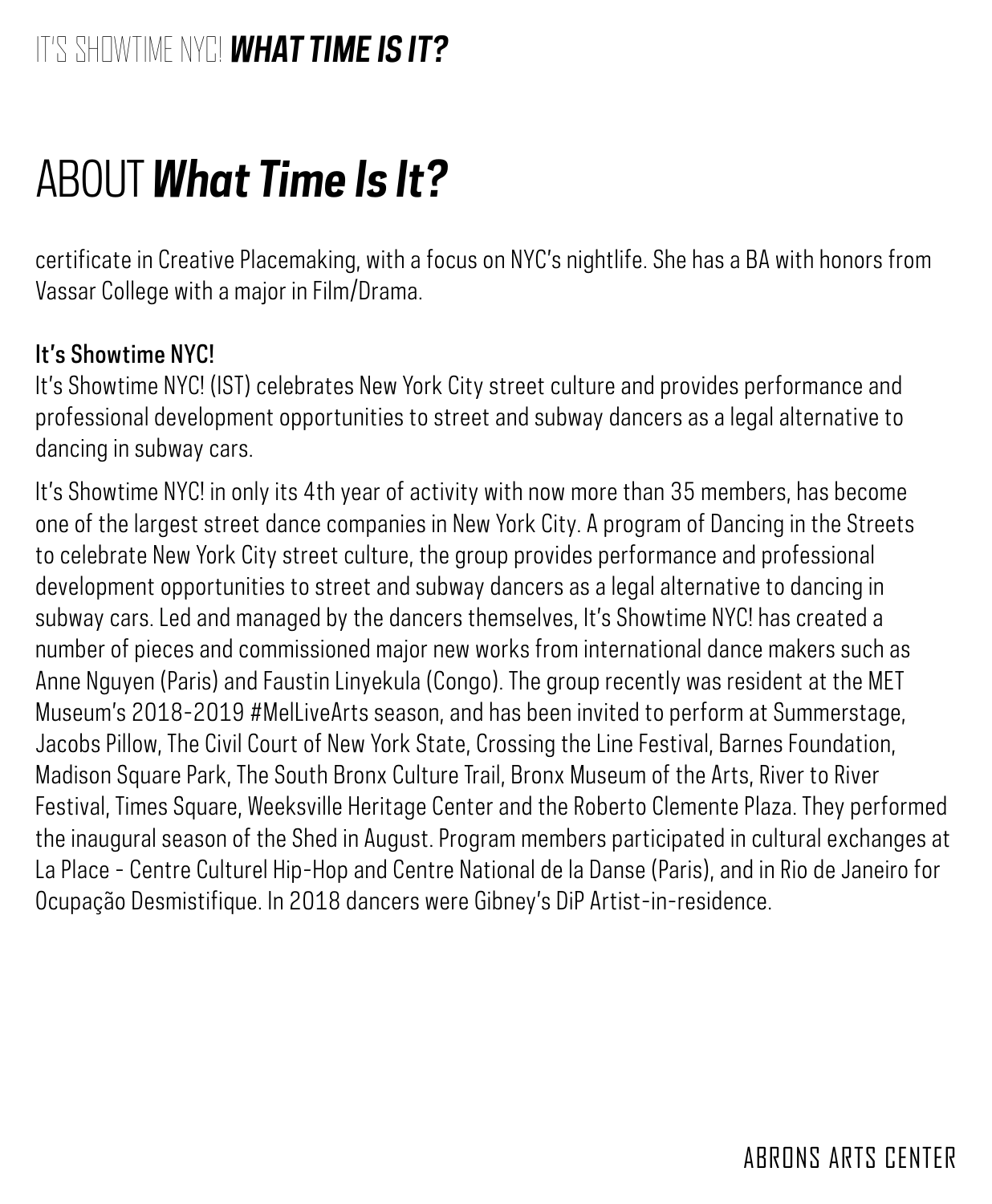# ABOUT ***What Time Is It?***

certificate in Creative Placemaking, with a focus on NYC's nightlife. She has a BA with honors from Vassar College with a major in Film/Drama.

### It's Showtime NYC!

It's Showtime NYC! (IST) celebrates New York City street culture and provides performance and professional development opportunities to street and subway dancers as a legal alternative to dancing in subway cars.

It's Showtime NYC! in only its 4th year of activity with now more than 35 members, has become one of the largest street dance companies in New York City. A program of Dancing in the Streets to celebrate New York City street culture, the group provides performance and professional development opportunities to street and subway dancers as a legal alternative to dancing in subway cars. Led and managed by the dancers themselves, It's Showtime NYC! has created a number of pieces and commissioned major new works from international dance makers such as Anne Nguyen (Paris) and Faustin Linyekula (Congo). The group recently was resident at the MET Museum's 2018-2019 #MelLiveArts season, and has been invited to perform at Summerstage, Jacobs Pillow, The Civil Court of New York State, Crossing the Line Festival, Barnes Foundation, Madison Square Park, The South Bronx Culture Trail, Bronx Museum of the Arts, River to River Festival, Times Square, Weeksville Heritage Center and the Roberto Clemente Plaza. They performed the inaugural season of the Shed in August. Program members participated in cultural exchanges at La Place - Centre Culturel Hip-Hop and Centre National de la Danse (Paris), and in Rio de Janeiro for Ocupação Desmistifique. In 2018 dancers were Gibney's DiP Artist-in-residence.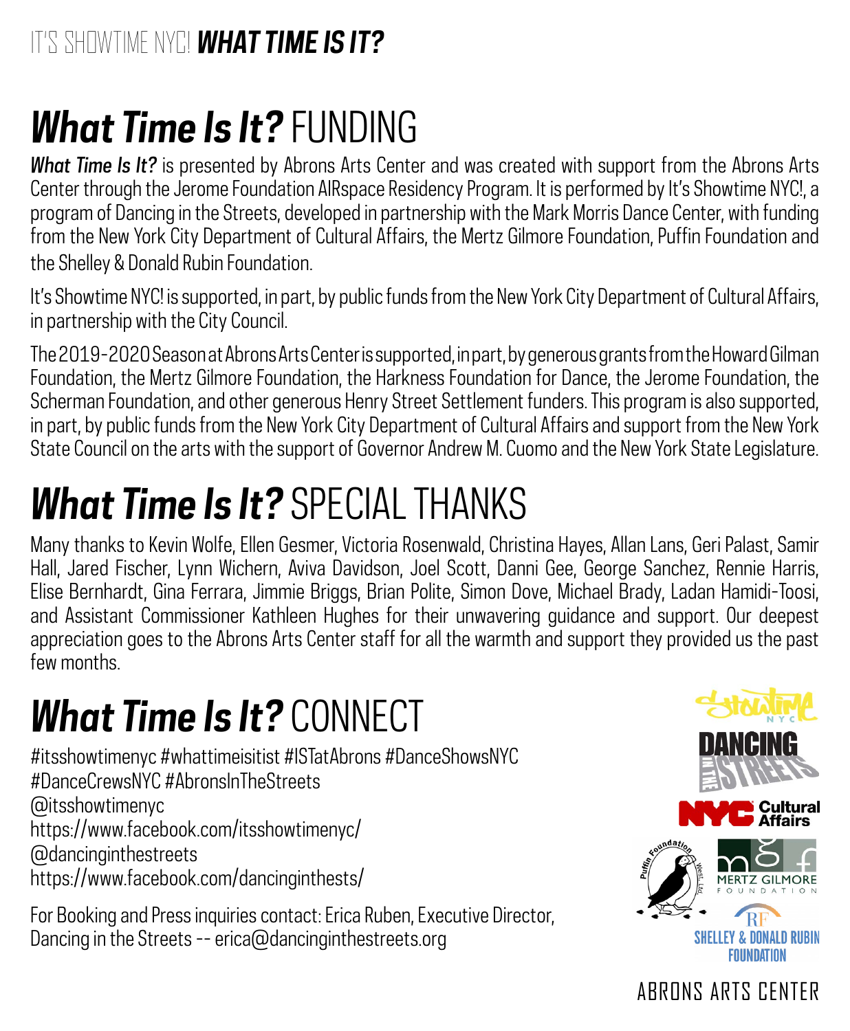# *What Time Is It?* FUNDING

***What Time Is It?*** is presented by Abrons Arts Center and was created with support from the Abrons Arts Center through the Jerome Foundation AIRspace Residency Program. It is performed by It's Showtime NYC!, a program of Dancing in the Streets, developed in partnership with the Mark Morris Dance Center, with funding from the New York City Department of Cultural Affairs, the Mertz Gilmore Foundation, Puffin Foundation and the Shelley & Donald Rubin Foundation.

It's Showtime NYC! is supported, in part, by public funds from the New York City Department of Cultural Affairs, in partnership with the City Council.

The 2019-2020 Season at Abrons Arts Center is supported, in part, by generous grants from the Howard Gilman Foundation, the Mertz Gilmore Foundation, the Harkness Foundation for Dance, the Jerome Foundation, the Scherman Foundation, and other generous Henry Street Settlement funders. This program is also supported, in part, by public funds from the New York City Department of Cultural Affairs and support from the New York State Council on the arts with the support of Governor Andrew M. Cuomo and the New York State Legislature.

# *What Time Is It?* SPECIAL THANKS

Many thanks to Kevin Wolfe, Ellen Gesmer, Victoria Rosenwald, Christina Hayes, Allan Lans, Geri Palast, Samir Hall, Jared Fischer, Lynn Wichern, Aviva Davidson, Joel Scott, Danni Gee, George Sanchez, Rennie Harris, Elise Bernhardt, Gina Ferrara, Jimmie Briggs, Brian Polite, Simon Dove, Michael Brady, Ladan Hamidi-Toosi, and Assistant Commissioner Kathleen Hughes for their unwavering guidance and support. Our deepest appreciation goes to the Abrons Arts Center staff for all the warmth and support they provided us the past few months.

# *What Time Is It?* CONNECT

#itsshowtimenyc #whattimeisitist #ISTatAbrons #DanceShowsNYC #DanceCrewsNYC #AbronsInTheStreets
@itsshowtimenyc
https://www.facebook.com/itsshowtimenyc/
@dancinginthestreets
https://www.facebook.com/dancinginthests/

For Booking and Press inquiries contact: Erica Ruben, Executive Director, Dancing in the Streets -- erica@dancinginthestreets.org

ABRONS ARTS CENTER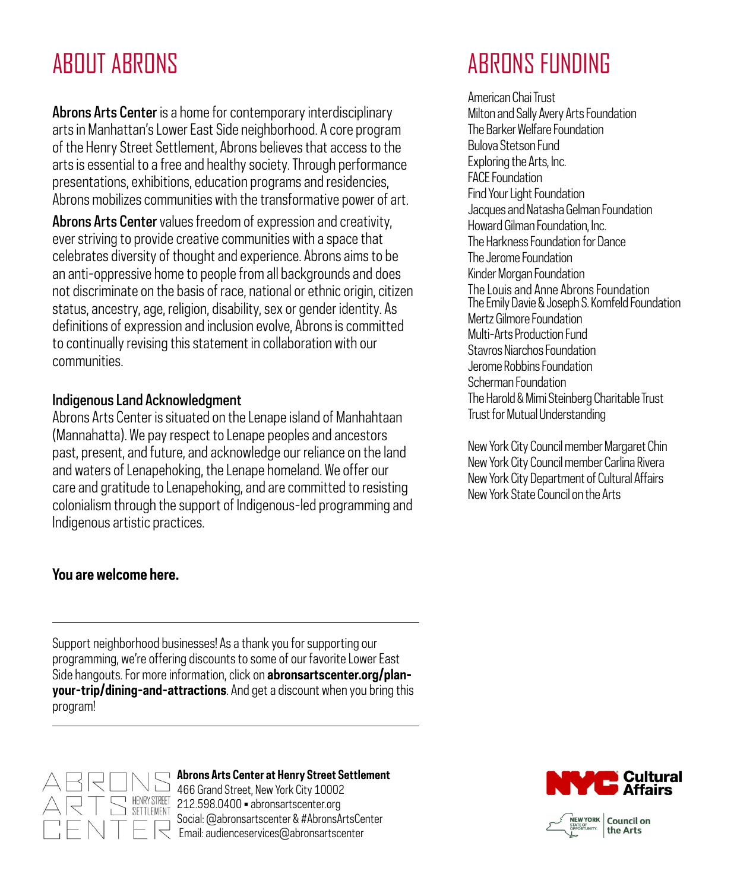# ABOUT ABRONS

**Abrons Arts Center** is a home for contemporary interdisciplinary arts in Manhattan's Lower East Side neighborhood. A core program of the Henry Street Settlement, Abrons believes that access to the arts is essential to a free and healthy society. Through performance presentations, exhibitions, education programs and residencies, Abrons mobilizes communities with the transformative power of art.

**Abrons Arts Center** values freedom of expression and creativity, ever striving to provide creative communities with a space that celebrates diversity of thought and experience. Abrons aims to be an anti-oppressive home to people from all backgrounds and does not discriminate on the basis of race, national or ethnic origin, citizen status, ancestry, age, religion, disability, sex or gender identity. As definitions of expression and inclusion evolve, Abrons is committed to continually revising this statement in collaboration with our communities.

## Indigenous Land Acknowledgment

Abrons Arts Center is situated on the Lenape island of Manhahtaan (Mannahatta). We pay respect to Lenape peoples and ancestors past, present, and future, and acknowledge our reliance on the land and waters of Lenapehoking, the Lenape homeland. We offer our care and gratitude to Lenapehoking, and are committed to resisting colonialism through the support of Indigenous-led programming and Indigenous artistic practices.

**You are welcome here.**

---

Support neighborhood businesses! As a thank you for supporting our programming, we're offering discounts to some of our favorite Lower East Side hangouts. For more information, click on **abronsartscenter.org/plan-your-trip/dining-and-attractions**. And get a discount when you bring this program!

---

ABRONS ARTS CENTER HENRY STREET SETTLEMENT

**Abrons Arts Center at Henry Street Settlement**
466 Grand Street, New York City 10002
212.598.0400 • abronsartscenter.org
Social: @abronsartscenter & #AbronsArtsCenter
Email: audienceservices@abronsartscenter

# ABRONS FUNDING

American Chai Trust
Milton and Sally Avery Arts Foundation
The Barker Welfare Foundation
Bulova Stetson Fund
Exploring the Arts, Inc.
FACE Foundation
Find Your Light Foundation
Jacques and Natasha Gelman Foundation
Howard Gilman Foundation, Inc.
The Harkness Foundation for Dance
The Jerome Foundation
Kinder Morgan Foundation
The Louis and Anne Abrons Foundation
The Emily Davie & Joseph S. Kornfeld Foundation
Mertz Gilmore Foundation
Multi-Arts Production Fund
Stavros Niarchos Foundation
Jerome Robbins Foundation
Scherman Foundation
The Harold & Mimi Steinberg Charitable Trust
Trust for Mutual Understanding

New York City Council member Margaret Chin
New York City Council member Carlina Rivera
New York City Department of Cultural Affairs
New York State Council on the Arts

NYC Cultural Affairs

NEW YORK STATE OF OPPORTUNITY. Council on the Arts